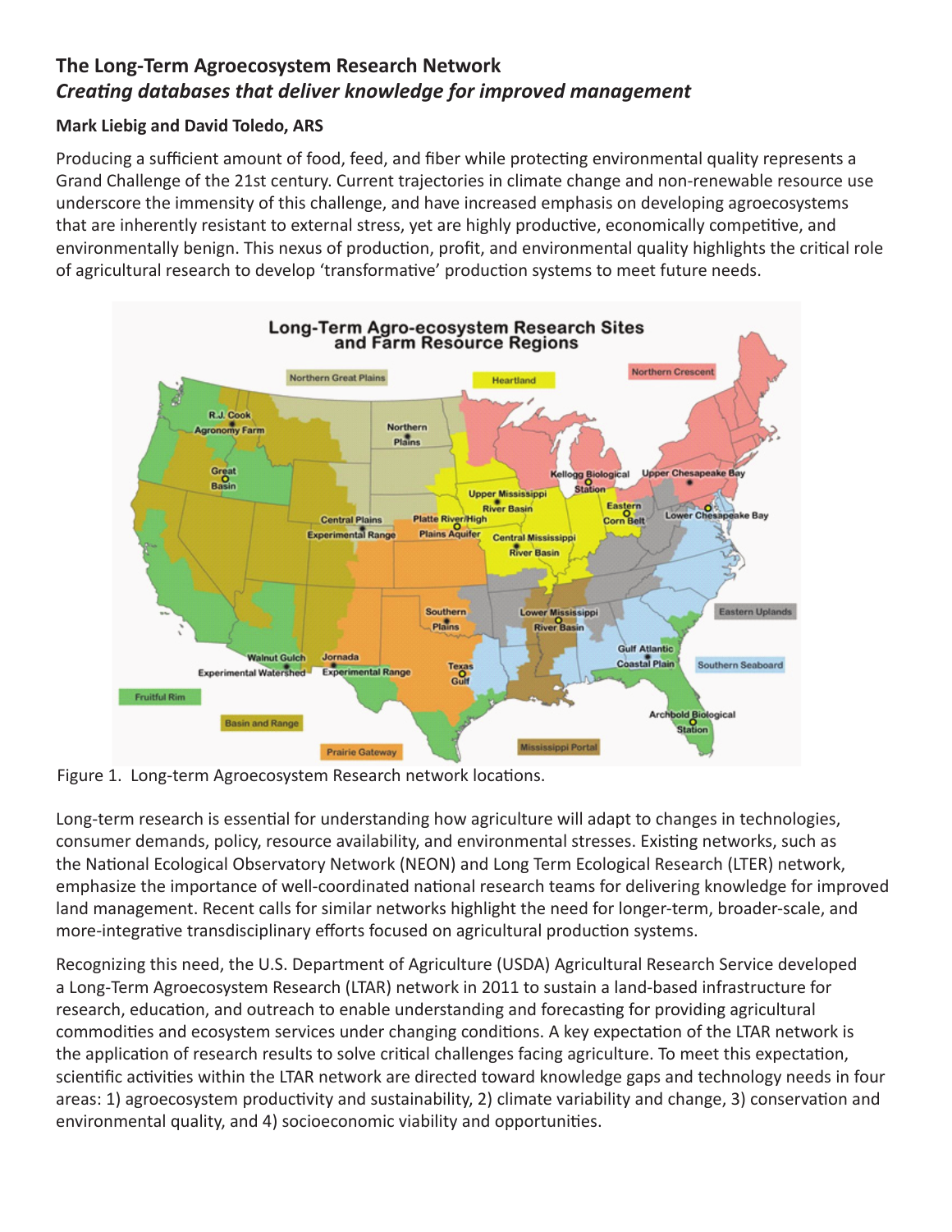# The Long-Term Agroecosystem Research Network

## *Creating databases that deliver knowledge for improved management*

**Mark Liebig and David Toledo, ARS**

Producing a sufficient amount of food, feed, and fiber while protecting environmental quality represents a Grand Challenge of the 21st century. Current trajectories in climate change and non-renewable resource use underscore the immensity of this challenge, and have increased emphasis on developing agroecosystems that are inherently resistant to external stress, yet are highly productive, economically competitive, and environmentally benign. This nexus of production, profit, and environmental quality highlights the critical role of agricultural research to develop 'transformative' production systems to meet future needs.

Figure 1. Long-term Agroecosystem Research network locations.

Long-term research is essential for understanding how agriculture will adapt to changes in technologies, consumer demands, policy, resource availability, and environmental stresses. Existing networks, such as the National Ecological Observatory Network (NEON) and Long Term Ecological Research (LTER) network, emphasize the importance of well-coordinated national research teams for delivering knowledge for improved land management. Recent calls for similar networks highlight the need for longer-term, broader-scale, and more-integrative transdisciplinary efforts focused on agricultural production systems.

Recognizing this need, the U.S. Department of Agriculture (USDA) Agricultural Research Service developed a Long-Term Agroecosystem Research (LTAR) network in 2011 to sustain a land-based infrastructure for research, education, and outreach to enable understanding and forecasting for providing agricultural commodities and ecosystem services under changing conditions. A key expectation of the LTAR network is the application of research results to solve critical challenges facing agriculture. To meet this expectation, scientific activities within the LTAR network are directed toward knowledge gaps and technology needs in four areas: 1) agroecosystem productivity and sustainability, 2) climate variability and change, 3) conservation and environmental quality, and 4) socioeconomic viability and opportunities.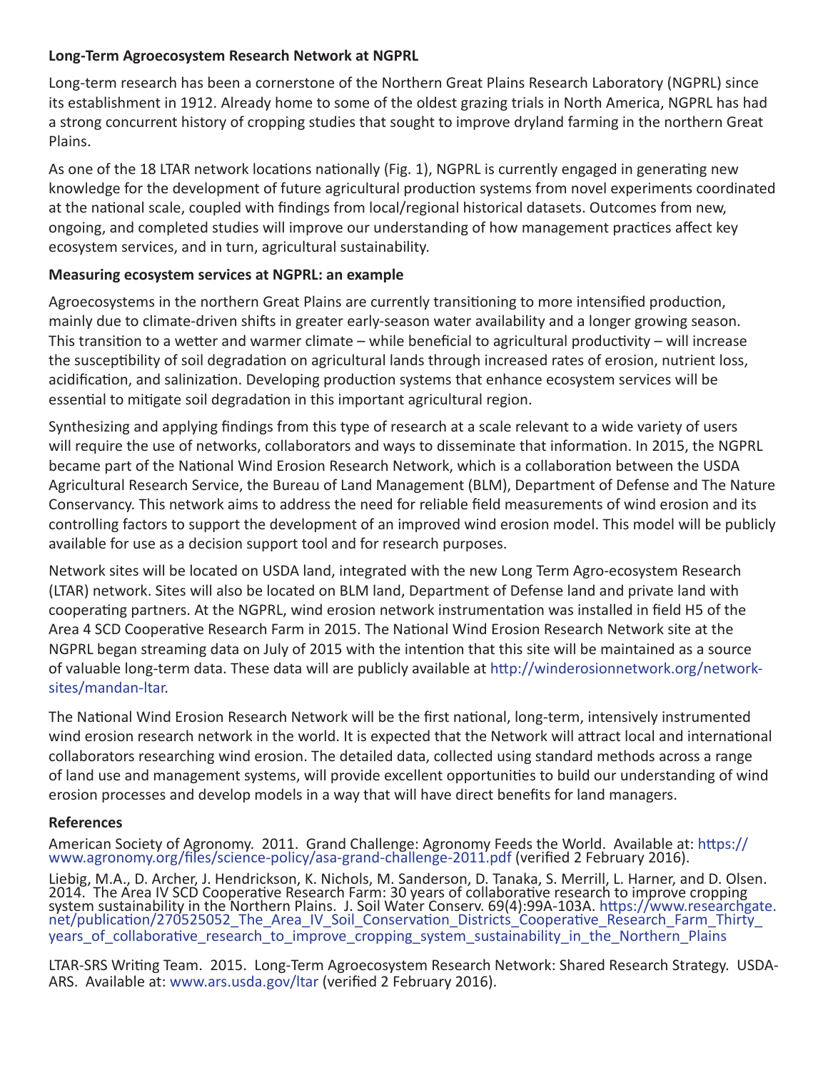**Long-Term Agroecosystem Research Network at NGPRL**

Long-term research has been a cornerstone of the Northern Great Plains Research Laboratory (NGPRL) since its establishment in 1912. Already home to some of the oldest grazing trials in North America, NGPRL has had a strong concurrent history of cropping studies that sought to improve dryland farming in the northern Great Plains.

As one of the 18 LTAR network locations nationally (Fig. 1), NGPRL is currently engaged in generating new knowledge for the development of future agricultural production systems from novel experiments coordinated at the national scale, coupled with findings from local/regional historical datasets. Outcomes from new, ongoing, and completed studies will improve our understanding of how management practices affect key ecosystem services, and in turn, agricultural sustainability.

**Measuring ecosystem services at NGPRL: an example**

Agroecosystems in the northern Great Plains are currently transitioning to more intensified production, mainly due to climate-driven shifts in greater early-season water availability and a longer growing season. This transition to a wetter and warmer climate – while beneficial to agricultural productivity – will increase the susceptibility of soil degradation on agricultural lands through increased rates of erosion, nutrient loss, acidification, and salinization. Developing production systems that enhance ecosystem services will be essential to mitigate soil degradation in this important agricultural region.

Synthesizing and applying findings from this type of research at a scale relevant to a wide variety of users will require the use of networks, collaborators and ways to disseminate that information. In 2015, the NGPRL became part of the National Wind Erosion Research Network, which is a collaboration between the USDA Agricultural Research Service, the Bureau of Land Management (BLM), Department of Defense and The Nature Conservancy. This network aims to address the need for reliable field measurements of wind erosion and its controlling factors to support the development of an improved wind erosion model. This model will be publicly available for use as a decision support tool and for research purposes.

Network sites will be located on USDA land, integrated with the new Long Term Agro-ecosystem Research (LTAR) network. Sites will also be located on BLM land, Department of Defense land and private land with cooperating partners. At the NGPRL, wind erosion network instrumentation was installed in field H5 of the Area 4 SCD Cooperative Research Farm in 2015. The National Wind Erosion Research Network site at the NGPRL began streaming data on July of 2015 with the intention that this site will be maintained as a source of valuable long-term data. These data will are publicly available at http://winderosionnetwork.org/network-sites/mandan-ltar.

The National Wind Erosion Research Network will be the first national, long-term, intensively instrumented wind erosion research network in the world. It is expected that the Network will attract local and international collaborators researching wind erosion. The detailed data, collected using standard methods across a range of land use and management systems, will provide excellent opportunities to build our understanding of wind erosion processes and develop models in a way that will have direct benefits for land managers.

**References**

American Society of Agronomy. 2011. Grand Challenge: Agronomy Feeds the World. Available at: https://www.agronomy.org/files/science-policy/asa-grand-challenge-2011.pdf (verified 2 February 2016).

Liebig, M.A., D. Archer, J. Hendrickson, K. Nichols, M. Sanderson, D. Tanaka, S. Merrill, L. Harner, and D. Olsen. 2014. The Area IV SCD Cooperative Research Farm: 30 years of collaborative research to improve cropping system sustainability in the Northern Plains. J. Soil Water Conserv. 69(4):99A-103A. https://www.researchgate.net/publication/270525052_The_Area_IV_Soil_Conservation_Districts_Cooperative_Research_Farm_Thirty_years_of_collaborative_research_to_improve_cropping_system_sustainability_in_the_Northern_Plains

LTAR-SRS Writing Team. 2015. Long-Term Agroecosystem Research Network: Shared Research Strategy. USDA-ARS. Available at: www.ars.usda.gov/ltar (verified 2 February 2016).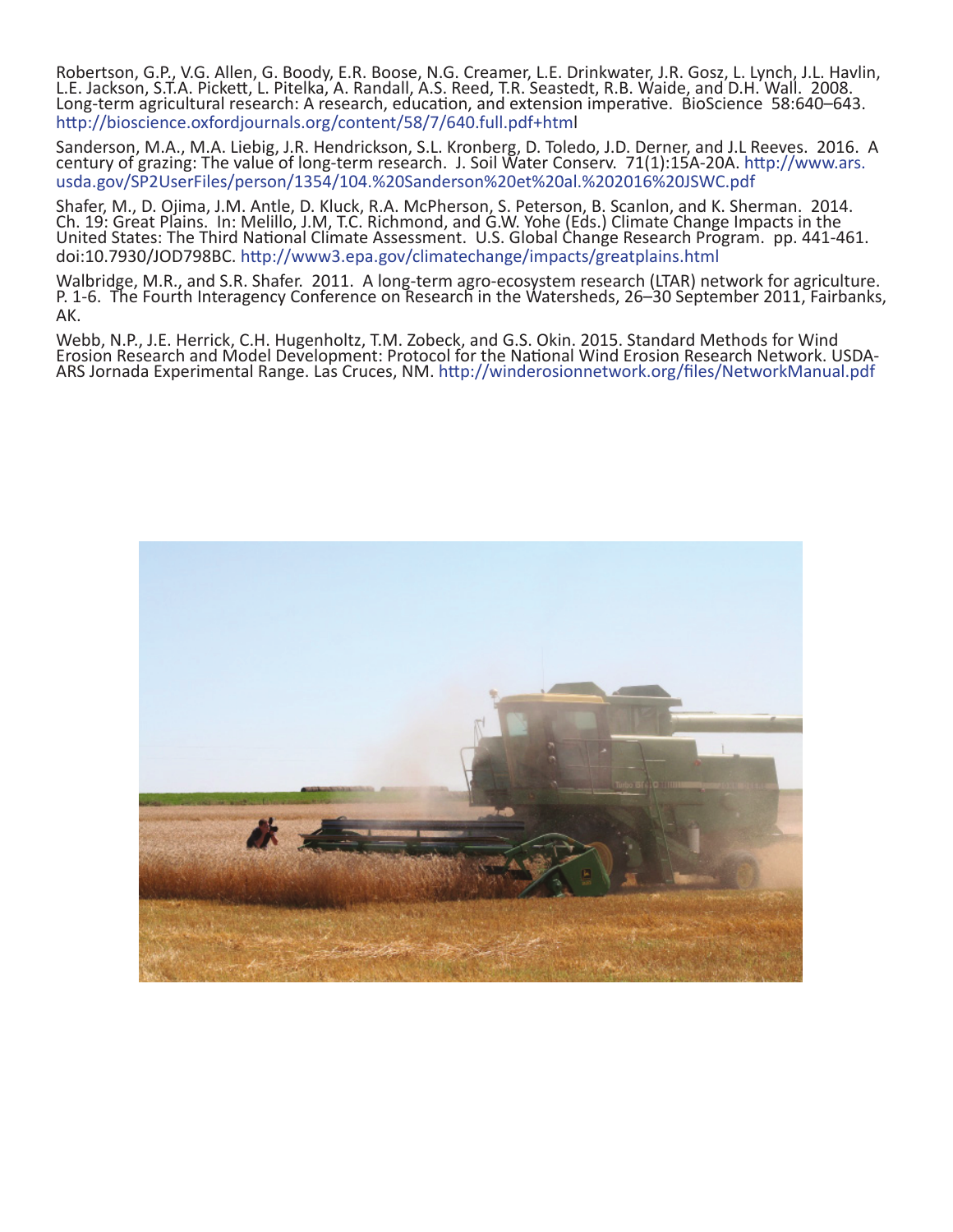Robertson, G.P., V.G. Allen, G. Boody, E.R. Boose, N.G. Creamer, L.E. Drinkwater, J.R. Gosz, L. Lynch, J.L. Havlin, L.E. Jackson, S.T.A. Pickett, L. Pitelka, A. Randall, A.S. Reed, T.R. Seastedt, R.B. Waide, and D.H. Wall. 2008. Long-term agricultural research: A research, education, and extension imperative. BioScience 58:640–643. http://bioscience.oxfordjournals.org/content/58/7/640.full.pdf+html

Sanderson, M.A., M.A. Liebig, J.R. Hendrickson, S.L. Kronberg, D. Toledo, J.D. Derner, and J.L Reeves. 2016. A century of grazing: The value of long-term research. J. Soil Water Conserv. 71(1):15A-20A. http://www.ars.usda.gov/SP2UserFiles/person/1354/104.%20Sanderson%20et%20al.%202016%20JSWC.pdf

Shafer, M., D. Ojima, J.M. Antle, D. Kluck, R.A. McPherson, S. Peterson, B. Scanlon, and K. Sherman. 2014. Ch. 19: Great Plains. In: Melillo, J.M, T.C. Richmond, and G.W. Yohe (Eds.) Climate Change Impacts in the United States: The Third National Climate Assessment. U.S. Global Change Research Program. pp. 441-461. doi:10.7930/JOD798BC. http://www3.epa.gov/climatechange/impacts/greatplains.html

Walbridge, M.R., and S.R. Shafer. 2011. A long-term agro-ecosystem research (LTAR) network for agriculture. P. 1-6. The Fourth Interagency Conference on Research in the Watersheds, 26–30 September 2011, Fairbanks, AK.

Webb, N.P., J.E. Herrick, C.H. Hugenholtz, T.M. Zobeck, and G.S. Okin. 2015. Standard Methods for Wind Erosion Research and Model Development: Protocol for the National Wind Erosion Research Network. USDA-ARS Jornada Experimental Range. Las Cruces, NM. http://winderosionnetwork.org/files/NetworkManual.pdf